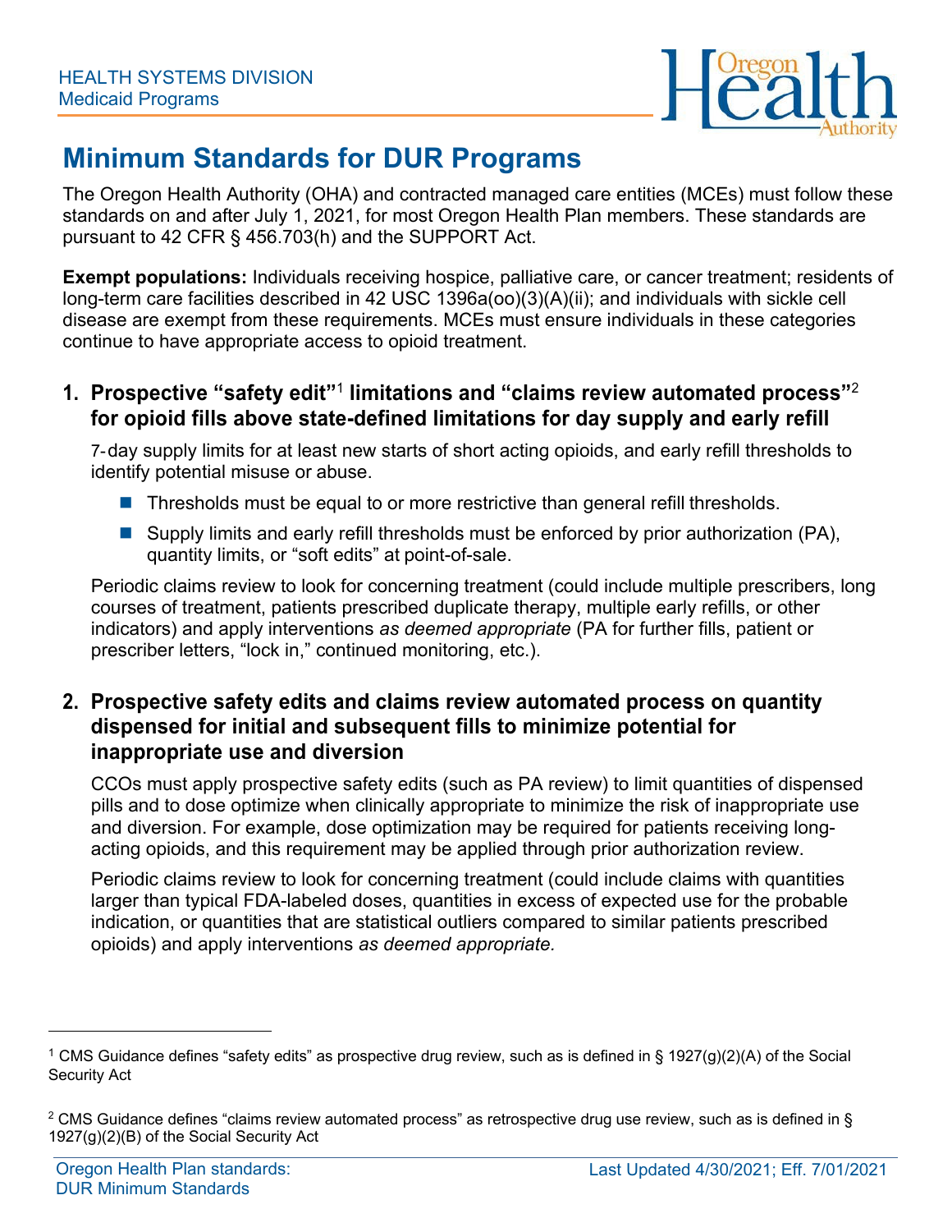HEALTH SYSTEMS DIVISION
Medicaid Programs

# Minimum Standards for DUR Programs

The Oregon Health Authority (OHA) and contracted managed care entities (MCEs) must follow these standards on and after July 1, 2021, for most Oregon Health Plan members. These standards are pursuant to 42 CFR § 456.703(h) and the SUPPORT Act.

**Exempt populations:** Individuals receiving hospice, palliative care, or cancer treatment; residents of long-term care facilities described in 42 USC 1396a(oo)(3)(A)(ii); and individuals with sickle cell disease are exempt from these requirements. MCEs must ensure individuals in these categories continue to have appropriate access to opioid treatment.

## 1. Prospective "safety edit"[1] limitations and "claims review automated process"[2] for opioid fills above state-defined limitations for day supply and early refill

7-day supply limits for at least new starts of short acting opioids, and early refill thresholds to identify potential misuse or abuse.

- Thresholds must be equal to or more restrictive than general refill thresholds.
- Supply limits and early refill thresholds must be enforced by prior authorization (PA), quantity limits, or "soft edits" at point-of-sale.

Periodic claims review to look for concerning treatment (could include multiple prescribers, long courses of treatment, patients prescribed duplicate therapy, multiple early refills, or other indicators) and apply interventions *as deemed appropriate* (PA for further fills, patient or prescriber letters, "lock in," continued monitoring, etc.).

## 2. Prospective safety edits and claims review automated process on quantity dispensed for initial and subsequent fills to minimize potential for inappropriate use and diversion

CCOs must apply prospective safety edits (such as PA review) to limit quantities of dispensed pills and to dose optimize when clinically appropriate to minimize the risk of inappropriate use and diversion. For example, dose optimization may be required for patients receiving long-acting opioids, and this requirement may be applied through prior authorization review.

Periodic claims review to look for concerning treatment (could include claims with quantities larger than typical FDA-labeled doses, quantities in excess of expected use for the probable indication, or quantities that are statistical outliers compared to similar patients prescribed opioids) and apply interventions *as deemed appropriate.*

---

[1] CMS Guidance defines "safety edits" as prospective drug review, such as is defined in § 1927(g)(2)(A) of the Social Security Act

[2] CMS Guidance defines "claims review automated process" as retrospective drug use review, such as is defined in § 1927(g)(2)(B) of the Social Security Act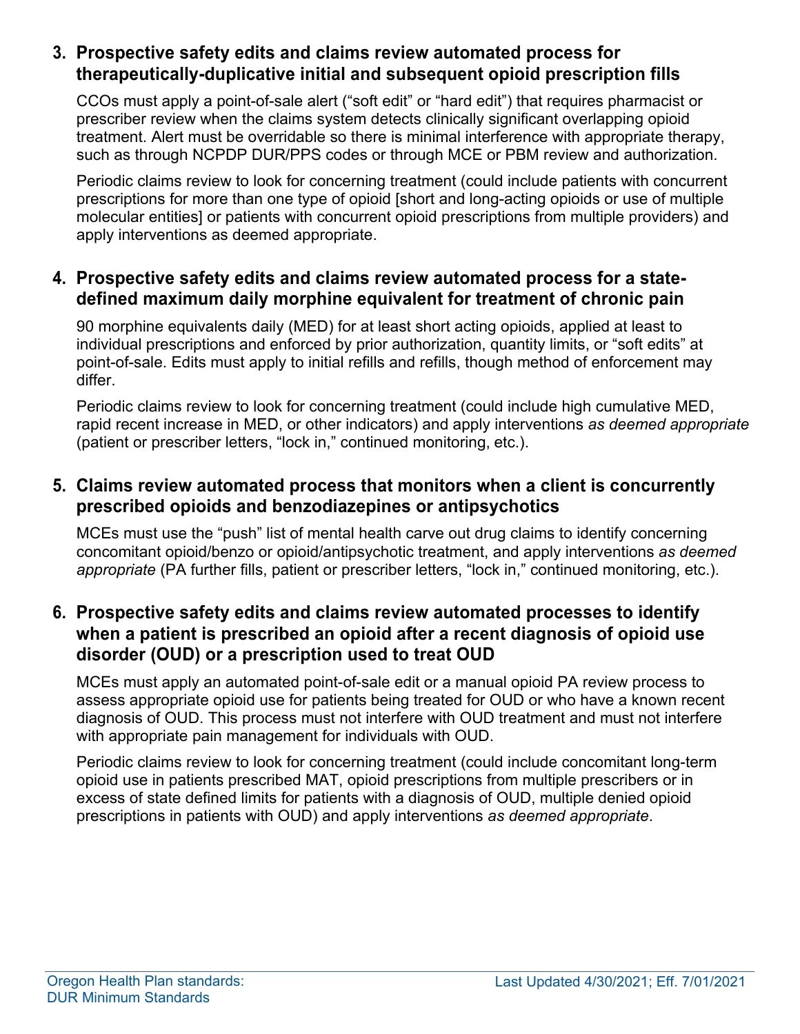### 3. Prospective safety edits and claims review automated process for therapeutically-duplicative initial and subsequent opioid prescription fills

CCOs must apply a point-of-sale alert ("soft edit" or "hard edit") that requires pharmacist or prescriber review when the claims system detects clinically significant overlapping opioid treatment. Alert must be overridable so there is minimal interference with appropriate therapy, such as through NCPDP DUR/PPS codes or through MCE or PBM review and authorization.

Periodic claims review to look for concerning treatment (could include patients with concurrent prescriptions for more than one type of opioid [short and long-acting opioids or use of multiple molecular entities] or patients with concurrent opioid prescriptions from multiple providers) and apply interventions as deemed appropriate.

### 4. Prospective safety edits and claims review automated process for a state-defined maximum daily morphine equivalent for treatment of chronic pain

90 morphine equivalents daily (MED) for at least short acting opioids, applied at least to individual prescriptions and enforced by prior authorization, quantity limits, or "soft edits" at point-of-sale. Edits must apply to initial refills and refills, though method of enforcement may differ.

Periodic claims review to look for concerning treatment (could include high cumulative MED, rapid recent increase in MED, or other indicators) and apply interventions *as deemed appropriate* (patient or prescriber letters, "lock in," continued monitoring, etc.).

### 5. Claims review automated process that monitors when a client is concurrently prescribed opioids and benzodiazepines or antipsychotics

MCEs must use the "push" list of mental health carve out drug claims to identify concerning concomitant opioid/benzo or opioid/antipsychotic treatment, and apply interventions *as deemed appropriate* (PA further fills, patient or prescriber letters, "lock in," continued monitoring, etc.).

### 6. Prospective safety edits and claims review automated processes to identify when a patient is prescribed an opioid after a recent diagnosis of opioid use disorder (OUD) or a prescription used to treat OUD

MCEs must apply an automated point-of-sale edit or a manual opioid PA review process to assess appropriate opioid use for patients being treated for OUD or who have a known recent diagnosis of OUD. This process must not interfere with OUD treatment and must not interfere with appropriate pain management for individuals with OUD.

Periodic claims review to look for concerning treatment (could include concomitant long-term opioid use in patients prescribed MAT, opioid prescriptions from multiple prescribers or in excess of state defined limits for patients with a diagnosis of OUD, multiple denied opioid prescriptions in patients with OUD) and apply interventions *as deemed appropriate*.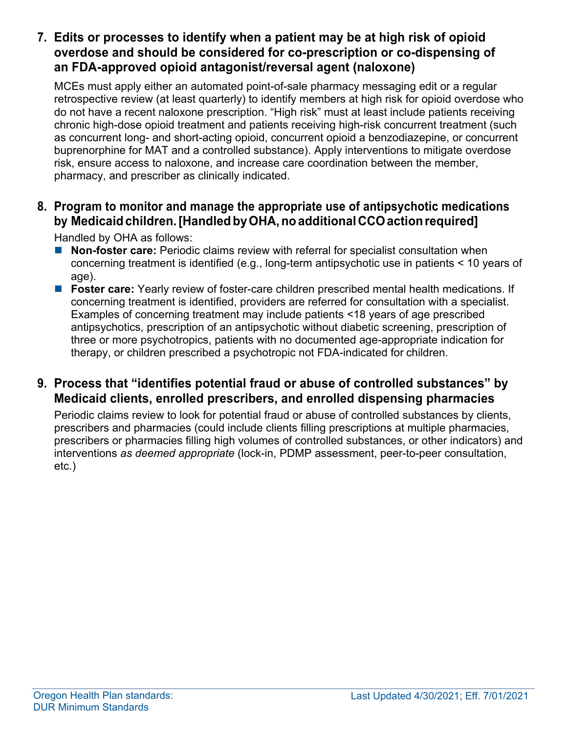7. **Edits or processes to identify when a patient may be at high risk of opioid overdose and should be considered for co-prescription or co-dispensing of an FDA-approved opioid antagonist/reversal agent (naloxone)**

   MCEs must apply either an automated point-of-sale pharmacy messaging edit or a regular retrospective review (at least quarterly) to identify members at high risk for opioid overdose who do not have a recent naloxone prescription. "High risk" must at least include patients receiving chronic high-dose opioid treatment and patients receiving high-risk concurrent treatment (such as concurrent long- and short-acting opioid, concurrent opioid a benzodiazepine, or concurrent buprenorphine for MAT and a controlled substance). Apply interventions to mitigate overdose risk, ensure access to naloxone, and increase care coordination between the member, pharmacy, and prescriber as clinically indicated.

8. **Program to monitor and manage the appropriate use of antipsychotic medications by Medicaid children. [Handled by OHA, no additional CCO action required]**

   Handled by OHA as follows:

   - **Non-foster care:** Periodic claims review with referral for specialist consultation when concerning treatment is identified (e.g., long-term antipsychotic use in patients < 10 years of age).
   - **Foster care:** Yearly review of foster-care children prescribed mental health medications. If concerning treatment is identified, providers are referred for consultation with a specialist. Examples of concerning treatment may include patients <18 years of age prescribed antipsychotics, prescription of an antipsychotic without diabetic screening, prescription of three or more psychotropics, patients with no documented age-appropriate indication for therapy, or children prescribed a psychotropic not FDA-indicated for children.

9. **Process that "identifies potential fraud or abuse of controlled substances" by Medicaid clients, enrolled prescribers, and enrolled dispensing pharmacies**

   Periodic claims review to look for potential fraud or abuse of controlled substances by clients, prescribers and pharmacies (could include clients filling prescriptions at multiple pharmacies, prescribers or pharmacies filling high volumes of controlled substances, or other indicators) and interventions *as deemed appropriate* (lock-in, PDMP assessment, peer-to-peer consultation, etc.)